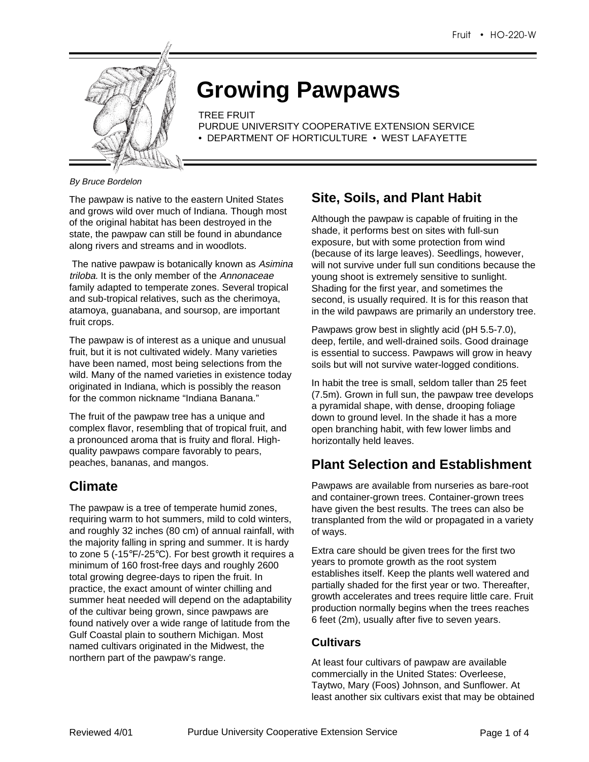# Growing Pawpaws

TREE FRUIT
PURDUE UNIVERSITY COOPERATIVE EXTENSION SERVICE
• DEPARTMENT OF HORTICULTURE • WEST LAFAYETTE

*By Bruce Bordelon*

The pawpaw is native to the eastern United States and grows wild over much of Indiana. Though most of the original habitat has been destroyed in the state, the pawpaw can still be found in abundance along rivers and streams and in woodlots.

The native pawpaw is botanically known as *Asimina triloba*. It is the only member of the *Annonaceae* family adapted to temperate zones. Several tropical and sub-tropical relatives, such as the cherimoya, atamoya, guanabana, and soursop, are important fruit crops.

The pawpaw is of interest as a unique and unusual fruit, but it is not cultivated widely. Many varieties have been named, most being selections from the wild. Many of the named varieties in existence today originated in Indiana, which is possibly the reason for the common nickname "Indiana Banana."

The fruit of the pawpaw tree has a unique and complex flavor, resembling that of tropical fruit, and a pronounced aroma that is fruity and floral. High-quality pawpaws compare favorably to pears, peaches, bananas, and mangos.

## Climate

The pawpaw is a tree of temperate humid zones, requiring warm to hot summers, mild to cold winters, and roughly 32 inches (80 cm) of annual rainfall, with the majority falling in spring and summer. It is hardy to zone 5 (-15°F/-25°C). For best growth it requires a minimum of 160 frost-free days and roughly 2600 total growing degree-days to ripen the fruit. In practice, the exact amount of winter chilling and summer heat needed will depend on the adaptability of the cultivar being grown, since pawpaws are found natively over a wide range of latitude from the Gulf Coastal plain to southern Michigan. Most named cultivars originated in the Midwest, the northern part of the pawpaw's range.

## Site, Soils, and Plant Habit

Although the pawpaw is capable of fruiting in the shade, it performs best on sites with full-sun exposure, but with some protection from wind (because of its large leaves). Seedlings, however, will not survive under full sun conditions because the young shoot is extremely sensitive to sunlight. Shading for the first year, and sometimes the second, is usually required. It is for this reason that in the wild pawpaws are primarily an understory tree.

Pawpaws grow best in slightly acid (pH 5.5-7.0), deep, fertile, and well-drained soils. Good drainage is essential to success. Pawpaws will grow in heavy soils but will not survive water-logged conditions.

In habit the tree is small, seldom taller than 25 feet (7.5m). Grown in full sun, the pawpaw tree develops a pyramidal shape, with dense, drooping foliage down to ground level. In the shade it has a more open branching habit, with few lower limbs and horizontally held leaves.

## Plant Selection and Establishment

Pawpaws are available from nurseries as bare-root and container-grown trees. Container-grown trees have given the best results. The trees can also be transplanted from the wild or propagated in a variety of ways.

Extra care should be given trees for the first two years to promote growth as the root system establishes itself. Keep the plants well watered and partially shaded for the first year or two. Thereafter, growth accelerates and trees require little care. Fruit production normally begins when the trees reaches 6 feet (2m), usually after five to seven years.

### Cultivars

At least four cultivars of pawpaw are available commercially in the United States: Overleese, Taytwo, Mary (Foos) Johnson, and Sunflower. At least another six cultivars exist that may be obtained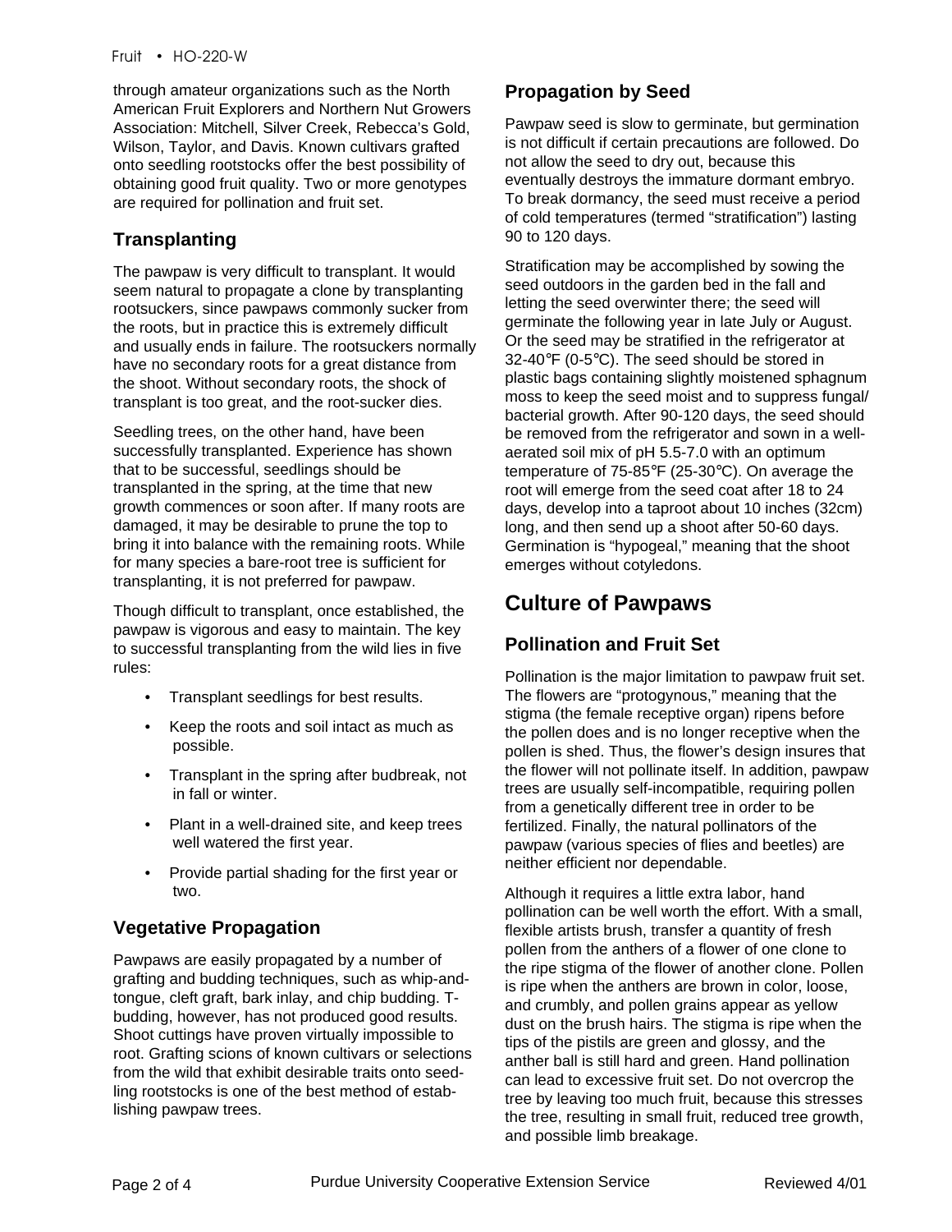through amateur organizations such as the North American Fruit Explorers and Northern Nut Growers Association: Mitchell, Silver Creek, Rebecca's Gold, Wilson, Taylor, and Davis. Known cultivars grafted onto seedling rootstocks offer the best possibility of obtaining good fruit quality. Two or more genotypes are required for pollination and fruit set.

### Transplanting

The pawpaw is very difficult to transplant. It would seem natural to propagate a clone by transplanting rootsuckers, since pawpaws commonly sucker from the roots, but in practice this is extremely difficult and usually ends in failure. The rootsuckers normally have no secondary roots for a great distance from the shoot. Without secondary roots, the shock of transplant is too great, and the root-sucker dies.

Seedling trees, on the other hand, have been successfully transplanted. Experience has shown that to be successful, seedlings should be transplanted in the spring, at the time that new growth commences or soon after. If many roots are damaged, it may be desirable to prune the top to bring it into balance with the remaining roots. While for many species a bare-root tree is sufficient for transplanting, it is not preferred for pawpaw.

Though difficult to transplant, once established, the pawpaw is vigorous and easy to maintain. The key to successful transplanting from the wild lies in five rules:

- Transplant seedlings for best results.
- Keep the roots and soil intact as much as possible.
- Transplant in the spring after budbreak, not in fall or winter.
- Plant in a well-drained site, and keep trees well watered the first year.
- Provide partial shading for the first year or two.

### Vegetative Propagation

Pawpaws are easily propagated by a number of grafting and budding techniques, such as whip-and-tongue, cleft graft, bark inlay, and chip budding. T-budding, however, has not produced good results. Shoot cuttings have proven virtually impossible to root. Grafting scions of known cultivars or selections from the wild that exhibit desirable traits onto seedling rootstocks is one of the best method of establishing pawpaw trees.

### Propagation by Seed

Pawpaw seed is slow to germinate, but germination is not difficult if certain precautions are followed. Do not allow the seed to dry out, because this eventually destroys the immature dormant embryo. To break dormancy, the seed must receive a period of cold temperatures (termed "stratification") lasting 90 to 120 days.

Stratification may be accomplished by sowing the seed outdoors in the garden bed in the fall and letting the seed overwinter there; the seed will germinate the following year in late July or August. Or the seed may be stratified in the refrigerator at 32-40°F (0-5°C). The seed should be stored in plastic bags containing slightly moistened sphagnum moss to keep the seed moist and to suppress fungal/bacterial growth. After 90-120 days, the seed should be removed from the refrigerator and sown in a well-aerated soil mix of pH 5.5-7.0 with an optimum temperature of 75-85°F (25-30°C). On average the root will emerge from the seed coat after 18 to 24 days, develop into a taproot about 10 inches (32cm) long, and then send up a shoot after 50-60 days. Germination is "hypogeal," meaning that the shoot emerges without cotyledons.

## Culture of Pawpaws

### Pollination and Fruit Set

Pollination is the major limitation to pawpaw fruit set. The flowers are "protogynous," meaning that the stigma (the female receptive organ) ripens before the pollen does and is no longer receptive when the pollen is shed. Thus, the flower's design insures that the flower will not pollinate itself. In addition, pawpaw trees are usually self-incompatible, requiring pollen from a genetically different tree in order to be fertilized. Finally, the natural pollinators of the pawpaw (various species of flies and beetles) are neither efficient nor dependable.

Although it requires a little extra labor, hand pollination can be well worth the effort. With a small, flexible artists brush, transfer a quantity of fresh pollen from the anthers of a flower of one clone to the ripe stigma of the flower of another clone. Pollen is ripe when the anthers are brown in color, loose, and crumbly, and pollen grains appear as yellow dust on the brush hairs. The stigma is ripe when the tips of the pistils are green and glossy, and the anther ball is still hard and green. Hand pollination can lead to excessive fruit set. Do not overcrop the tree by leaving too much fruit, because this stresses the tree, resulting in small fruit, reduced tree growth, and possible limb breakage.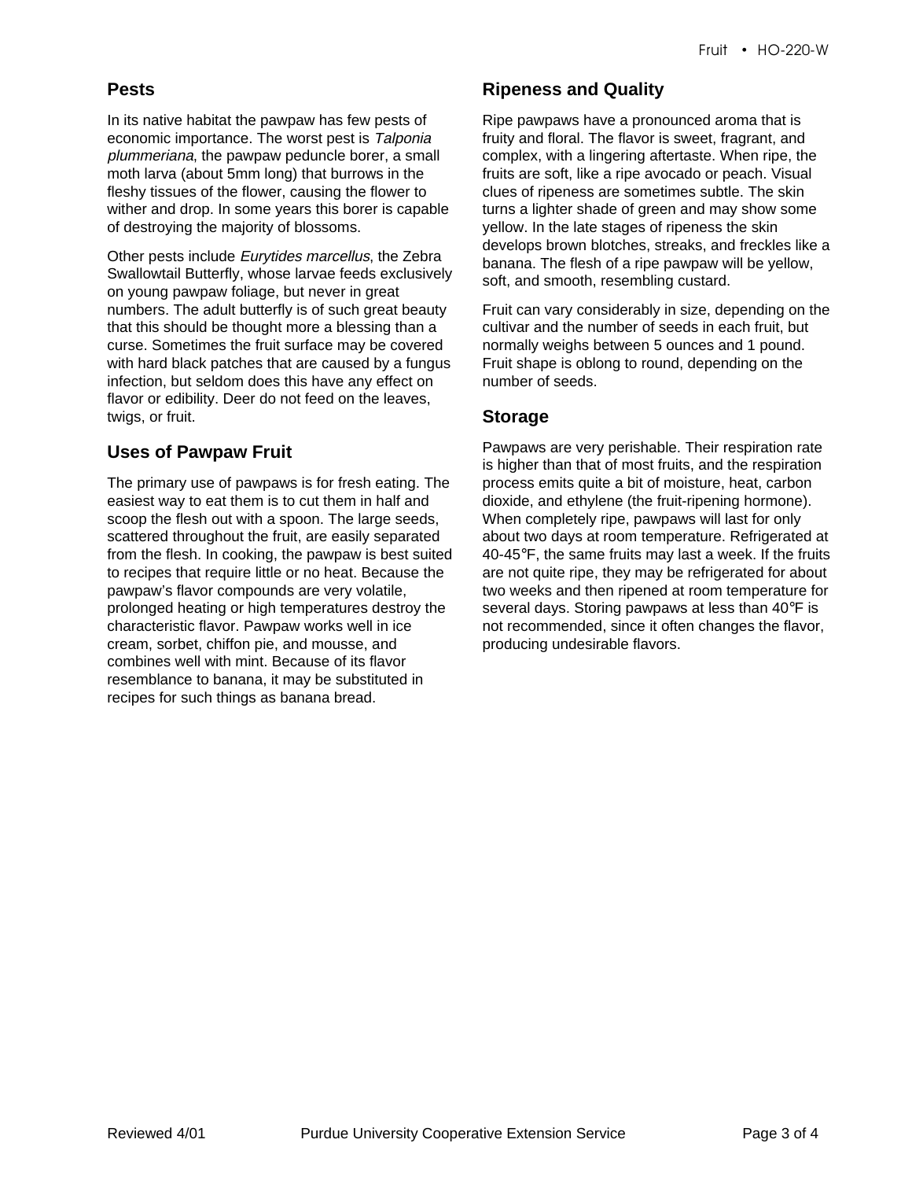## Pests

In its native habitat the pawpaw has few pests of economic importance. The worst pest is *Talponia plummeriana*, the pawpaw peduncle borer, a small moth larva (about 5mm long) that burrows in the fleshy tissues of the flower, causing the flower to wither and drop. In some years this borer is capable of destroying the majority of blossoms.

Other pests include *Eurytides marcellus*, the Zebra Swallowtail Butterfly, whose larvae feeds exclusively on young pawpaw foliage, but never in great numbers. The adult butterfly is of such great beauty that this should be thought more a blessing than a curse. Sometimes the fruit surface may be covered with hard black patches that are caused by a fungus infection, but seldom does this have any effect on flavor or edibility. Deer do not feed on the leaves, twigs, or fruit.

## Uses of Pawpaw Fruit

The primary use of pawpaws is for fresh eating. The easiest way to eat them is to cut them in half and scoop the flesh out with a spoon. The large seeds, scattered throughout the fruit, are easily separated from the flesh. In cooking, the pawpaw is best suited to recipes that require little or no heat. Because the pawpaw's flavor compounds are very volatile, prolonged heating or high temperatures destroy the characteristic flavor. Pawpaw works well in ice cream, sorbet, chiffon pie, and mousse, and combines well with mint. Because of its flavor resemblance to banana, it may be substituted in recipes for such things as banana bread.

## Ripeness and Quality

Ripe pawpaws have a pronounced aroma that is fruity and floral. The flavor is sweet, fragrant, and complex, with a lingering aftertaste. When ripe, the fruits are soft, like a ripe avocado or peach. Visual clues of ripeness are sometimes subtle. The skin turns a lighter shade of green and may show some yellow. In the late stages of ripeness the skin develops brown blotches, streaks, and freckles like a banana. The flesh of a ripe pawpaw will be yellow, soft, and smooth, resembling custard.

Fruit can vary considerably in size, depending on the cultivar and the number of seeds in each fruit, but normally weighs between 5 ounces and 1 pound. Fruit shape is oblong to round, depending on the number of seeds.

## Storage

Pawpaws are very perishable. Their respiration rate is higher than that of most fruits, and the respiration process emits quite a bit of moisture, heat, carbon dioxide, and ethylene (the fruit-ripening hormone). When completely ripe, pawpaws will last for only about two days at room temperature. Refrigerated at 40-45°F, the same fruits may last a week. If the fruits are not quite ripe, they may be refrigerated for about two weeks and then ripened at room temperature for several days. Storing pawpaws at less than 40°F is not recommended, since it often changes the flavor, producing undesirable flavors.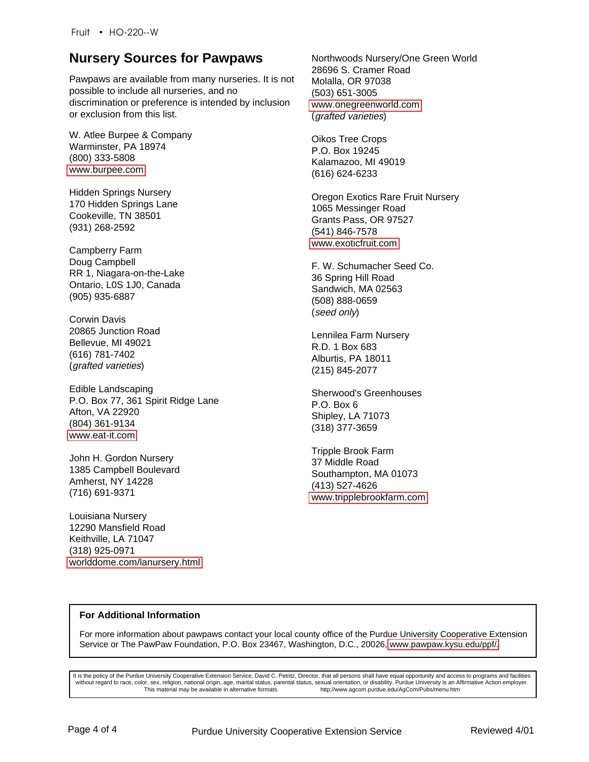## Nursery Sources for Pawpaws

Pawpaws are available from many nurseries. It is not possible to include all nurseries, and no discrimination or preference is intended by inclusion or exclusion from this list.

W. Atlee Burpee & Company  
Warminster, PA 18974  
(800) 333-5808  
www.burpee.com

Hidden Springs Nursery  
170 Hidden Springs Lane  
Cookeville, TN 38501  
(931) 268-2592

Campberry Farm  
Doug Campbell  
RR 1, Niagara-on-the-Lake  
Ontario, L0S 1J0, Canada  
(905) 935-6887

Corwin Davis  
20865 Junction Road  
Bellevue, MI 49021  
(616) 781-7402  
(*grafted varieties*)

Edible Landscaping  
P.O. Box 77, 361 Spirit Ridge Lane  
Afton, VA 22920  
(804) 361-9134  
www.eat-it.com

John H. Gordon Nursery  
1385 Campbell Boulevard  
Amherst, NY 14228  
(716) 691-9371

Louisiana Nursery  
12290 Mansfield Road  
Keithville, LA 71047  
(318) 925-0971  
worlddome.com/lanursery.html

Northwoods Nursery/One Green World  
28696 S. Cramer Road  
Molalla, OR 97038  
(503) 651-3005  
www.onegreenworld.com  
(*grafted varieties*)

Oikos Tree Crops  
P.O. Box 19245  
Kalamazoo, MI 49019  
(616) 624-6233

Oregon Exotics Rare Fruit Nursery  
1065 Messinger Road  
Grants Pass, OR 97527  
(541) 846-7578  
www.exoticfruit.com

F. W. Schumacher Seed Co.  
36 Spring Hill Road  
Sandwich, MA 02563  
(508) 888-0659  
(*seed only*)

Lennilea Farm Nursery  
R.D. 1 Box 683  
Alburtis, PA 18011  
(215) 845-2077

Sherwood's Greenhouses  
P.O. Box 6  
Shipley, LA 71073  
(318) 377-3659

Tripple Brook Farm  
37 Middle Road  
Southampton, MA 01073  
(413) 527-4626  
www.tripplebrookfarm.com

### For Additional Information

For more information about pawpaws contact your local county office of the Purdue University Cooperative Extension Service or The PawPaw Foundation, P.O. Box 23467, Washington, D.C., 20026, www.pawpaw.kysu.edu/ppf/.

It is the policy of the Purdue University Cooperative Extension Service, David C. Petritz, Director, that all persons shall have equal opportunity and access to programs and facilities without regard to race, color, sex, religion, national origin, age, marital status, parental status, sexual orientation, or disability. Purdue University is an Affirmative Action employer. This material may be available in alternative formats. http://www.agcom.purdue.edu/AgCom/Pubs/menu.htm

Purdue University Cooperative Extension Service

Reviewed 4/01